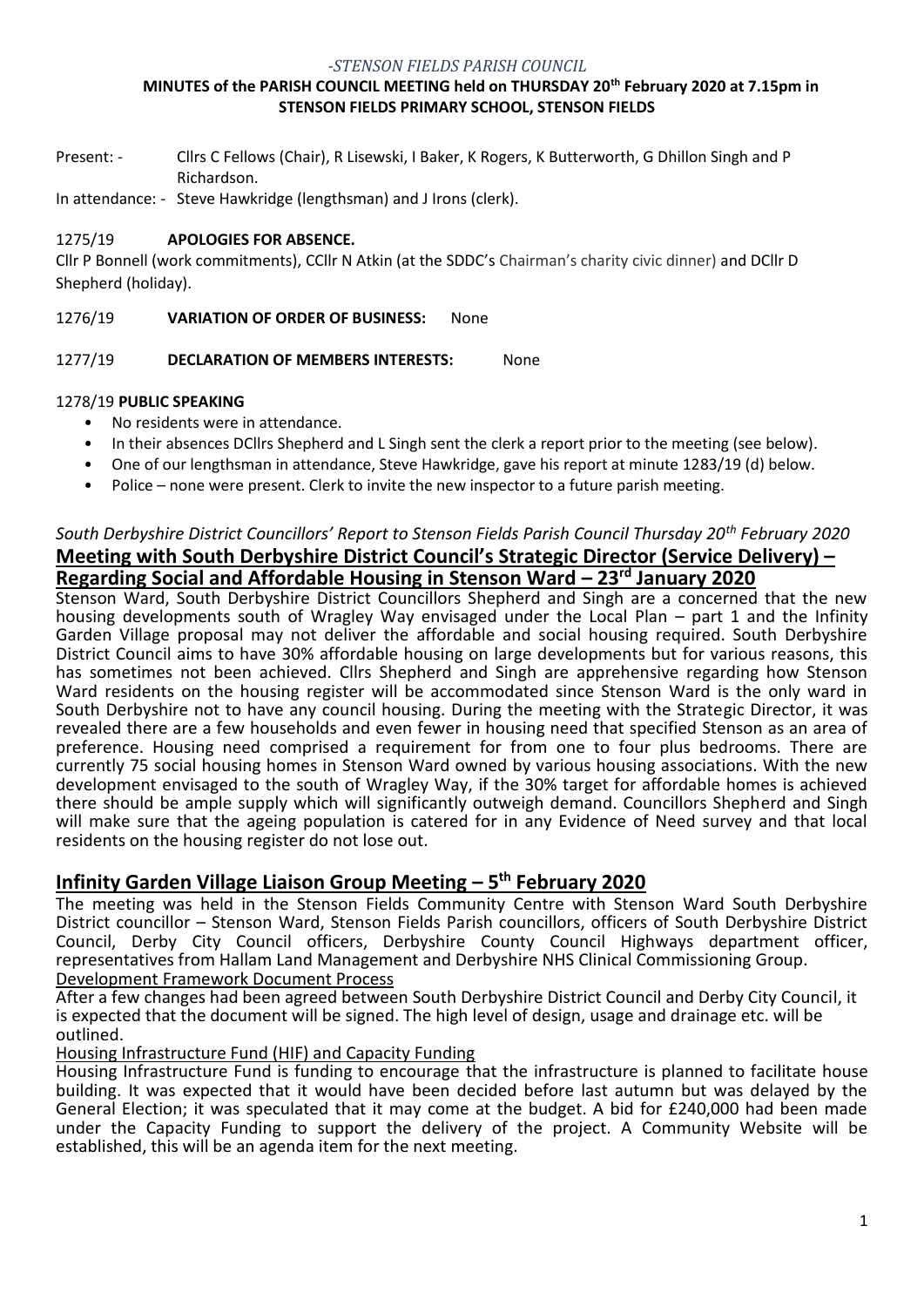*-STENSON FIELDS PARISH COUNCIL*

**MINUTES of the PARISH COUNCIL MEETING held on THURSDAY 20th February 2020 at 7.15pm in STENSON FIELDS PRIMARY SCHOOL, STENSON FIELDS**

Present: - Cllrs C Fellows (Chair), R Lisewski, I Baker, K Rogers, K Butterworth, G Dhillon Singh and P Richardson.

In attendance: - Steve Hawkridge (lengthsman) and J Irons (clerk).

1275/19 **APOLOGIES FOR ABSENCE.**

Cllr P Bonnell (work commitments), CCllr N Atkin (at the SDDC's Chairman's charity civic dinner) and DCllr D Shepherd (holiday).

1276/19 **VARIATION OF ORDER OF BUSINESS:** None

1277/19 **DECLARATION OF MEMBERS INTERESTS:** None

1278/19 **PUBLIC SPEAKING**

- No residents were in attendance.
- In their absences DCllrs Shepherd and L Singh sent the clerk a report prior to the meeting (see below).
- One of our lengthsman in attendance, Steve Hawkridge, gave his report at minute 1283/19 (d) below.
- Police – none were present. Clerk to invite the new inspector to a future parish meeting.

*South Derbyshire District Councillors' Report to Stenson Fields Parish Council Thursday 20th February 2020*

## Meeting with South Derbyshire District Council's Strategic Director (Service Delivery) – Regarding Social and Affordable Housing in Stenson Ward – 23rd January 2020

Stenson Ward, South Derbyshire District Councillors Shepherd and Singh are a concerned that the new housing developments south of Wragley Way envisaged under the Local Plan – part 1 and the Infinity Garden Village proposal may not deliver the affordable and social housing required. South Derbyshire District Council aims to have 30% affordable housing on large developments but for various reasons, this has sometimes not been achieved. Cllrs Shepherd and Singh are apprehensive regarding how Stenson Ward residents on the housing register will be accommodated since Stenson Ward is the only ward in South Derbyshire not to have any council housing. During the meeting with the Strategic Director, it was revealed there are a few households and even fewer in housing need that specified Stenson as an area of preference. Housing need comprised a requirement for from one to four plus bedrooms. There are currently 75 social housing homes in Stenson Ward owned by various housing associations. With the new development envisaged to the south of Wragley Way, if the 30% target for affordable homes is achieved there should be ample supply which will significantly outweigh demand. Councillors Shepherd and Singh will make sure that the ageing population is catered for in any Evidence of Need survey and that local residents on the housing register do not lose out.

## Infinity Garden Village Liaison Group Meeting – 5th February 2020

The meeting was held in the Stenson Fields Community Centre with Stenson Ward South Derbyshire District councillor – Stenson Ward, Stenson Fields Parish councillors, officers of South Derbyshire District Council, Derby City Council officers, Derbyshire County Council Highways department officer, representatives from Hallam Land Management and Derbyshire NHS Clinical Commissioning Group.

Development Framework Document Process

After a few changes had been agreed between South Derbyshire District Council and Derby City Council, it is expected that the document will be signed. The high level of design, usage and drainage etc. will be outlined.

Housing Infrastructure Fund (HIF) and Capacity Funding

Housing Infrastructure Fund is funding to encourage that the infrastructure is planned to facilitate house building. It was expected that it would have been decided before last autumn but was delayed by the General Election; it was speculated that it may come at the budget. A bid for £240,000 had been made under the Capacity Funding to support the delivery of the project. A Community Website will be established, this will be an agenda item for the next meeting.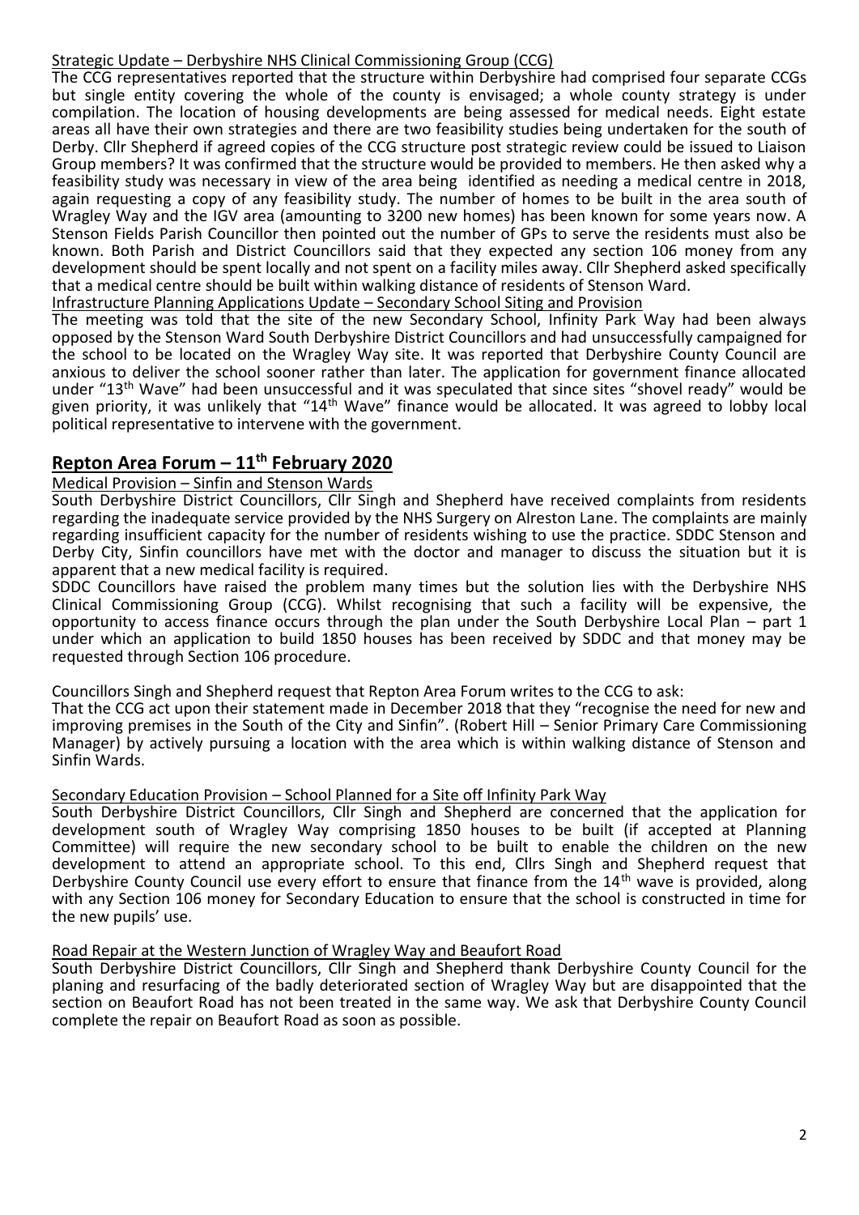Strategic Update – Derbyshire NHS Clinical Commissioning Group (CCG)

The CCG representatives reported that the structure within Derbyshire had comprised four separate CCGs but single entity covering the whole of the county is envisaged; a whole county strategy is under compilation. The location of housing developments are being assessed for medical needs. Eight estate areas all have their own strategies and there are two feasibility studies being undertaken for the south of Derby. Cllr Shepherd if agreed copies of the CCG structure post strategic review could be issued to Liaison Group members? It was confirmed that the structure would be provided to members. He then asked why a feasibility study was necessary in view of the area being identified as needing a medical centre in 2018, again requesting a copy of any feasibility study. The number of homes to be built in the area south of Wragley Way and the IGV area (amounting to 3200 new homes) has been known for some years now. A Stenson Fields Parish Councillor then pointed out the number of GPs to serve the residents must also be known. Both Parish and District Councillors said that they expected any section 106 money from any development should be spent locally and not spent on a facility miles away. Cllr Shepherd asked specifically that a medical centre should be built within walking distance of residents of Stenson Ward.

Infrastructure Planning Applications Update – Secondary School Siting and Provision

The meeting was told that the site of the new Secondary School, Infinity Park Way had been always opposed by the Stenson Ward South Derbyshire District Councillors and had unsuccessfully campaigned for the school to be located on the Wragley Way site. It was reported that Derbyshire County Council are anxious to deliver the school sooner rather than later. The application for government finance allocated under "13th Wave" had been unsuccessful and it was speculated that since sites "shovel ready" would be given priority, it was unlikely that "14th Wave" finance would be allocated. It was agreed to lobby local political representative to intervene with the government.

## Repton Area Forum – 11th February 2020

Medical Provision – Sinfin and Stenson Wards

South Derbyshire District Councillors, Cllr Singh and Shepherd have received complaints from residents regarding the inadequate service provided by the NHS Surgery on Alreston Lane. The complaints are mainly regarding insufficient capacity for the number of residents wishing to use the practice. SDDC Stenson and Derby City, Sinfin councillors have met with the doctor and manager to discuss the situation but it is apparent that a new medical facility is required.

SDDC Councillors have raised the problem many times but the solution lies with the Derbyshire NHS Clinical Commissioning Group (CCG). Whilst recognising that such a facility will be expensive, the opportunity to access finance occurs through the plan under the South Derbyshire Local Plan – part 1 under which an application to build 1850 houses has been received by SDDC and that money may be requested through Section 106 procedure.

Councillors Singh and Shepherd request that Repton Area Forum writes to the CCG to ask:

That the CCG act upon their statement made in December 2018 that they "recognise the need for new and improving premises in the South of the City and Sinfin". (Robert Hill – Senior Primary Care Commissioning Manager) by actively pursuing a location with the area which is within walking distance of Stenson and Sinfin Wards.

Secondary Education Provision – School Planned for a Site off Infinity Park Way

South Derbyshire District Councillors, Cllr Singh and Shepherd are concerned that the application for development south of Wragley Way comprising 1850 houses to be built (if accepted at Planning Committee) will require the new secondary school to be built to enable the children on the new development to attend an appropriate school. To this end, Cllrs Singh and Shepherd request that Derbyshire County Council use every effort to ensure that finance from the 14th wave is provided, along with any Section 106 money for Secondary Education to ensure that the school is constructed in time for the new pupils' use.

Road Repair at the Western Junction of Wragley Way and Beaufort Road

South Derbyshire District Councillors, Cllr Singh and Shepherd thank Derbyshire County Council for the planing and resurfacing of the badly deteriorated section of Wragley Way but are disappointed that the section on Beaufort Road has not been treated in the same way. We ask that Derbyshire County Council complete the repair on Beaufort Road as soon as possible.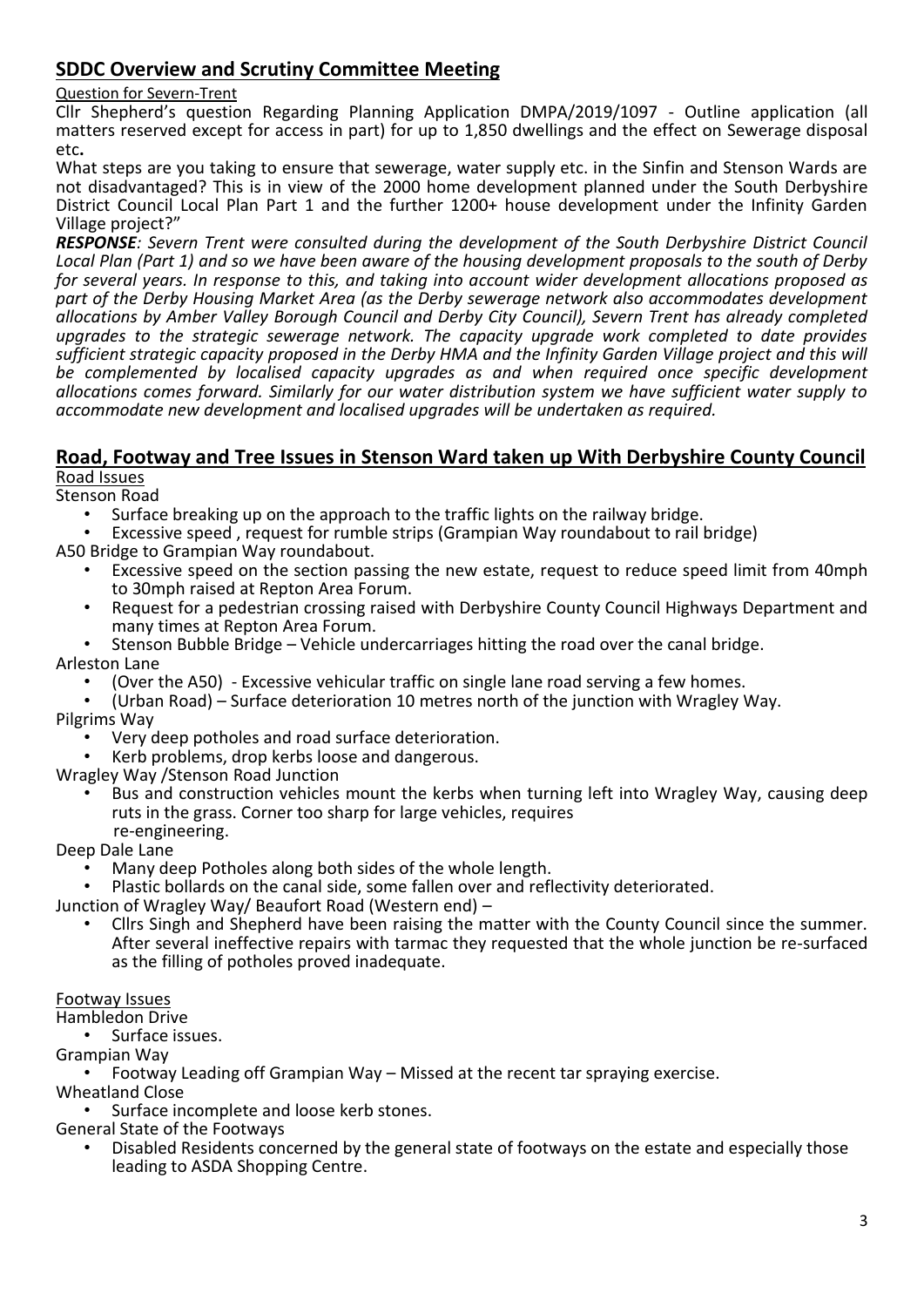## SDDC Overview and Scrutiny Committee Meeting

Question for Severn-Trent

Cllr Shepherd's question Regarding Planning Application DMPA/2019/1097 - Outline application (all matters reserved except for access in part) for up to 1,850 dwellings and the effect on Sewerage disposal etc**.**

What steps are you taking to ensure that sewerage, water supply etc. in the Sinfin and Stenson Wards are not disadvantaged? This is in view of the 2000 home development planned under the South Derbyshire District Council Local Plan Part 1 and the further 1200+ house development under the Infinity Garden Village project?"

***RESPONSE****: Severn Trent were consulted during the development of the South Derbyshire District Council Local Plan (Part 1) and so we have been aware of the housing development proposals to the south of Derby for several years. In response to this, and taking into account wider development allocations proposed as part of the Derby Housing Market Area (as the Derby sewerage network also accommodates development allocations by Amber Valley Borough Council and Derby City Council), Severn Trent has already completed upgrades to the strategic sewerage network. The capacity upgrade work completed to date provides sufficient strategic capacity proposed in the Derby HMA and the Infinity Garden Village project and this will be complemented by localised capacity upgrades as and when required once specific development allocations comes forward. Similarly for our water distribution system we have sufficient water supply to accommodate new development and localised upgrades will be undertaken as required.*

## Road, Footway and Tree Issues in Stenson Ward taken up With Derbyshire County Council

Road Issues

Stenson Road

- Surface breaking up on the approach to the traffic lights on the railway bridge.
- Excessive speed , request for rumble strips (Grampian Way roundabout to rail bridge)

A50 Bridge to Grampian Way roundabout.

- Excessive speed on the section passing the new estate, request to reduce speed limit from 40mph to 30mph raised at Repton Area Forum.
- Request for a pedestrian crossing raised with Derbyshire County Council Highways Department and many times at Repton Area Forum.
- Stenson Bubble Bridge – Vehicle undercarriages hitting the road over the canal bridge.

Arleston Lane

- (Over the A50) - Excessive vehicular traffic on single lane road serving a few homes.
- (Urban Road) – Surface deterioration 10 metres north of the junction with Wragley Way.

Pilgrims Way

- Very deep potholes and road surface deterioration.
- Kerb problems, drop kerbs loose and dangerous.

Wragley Way /Stenson Road Junction

- Bus and construction vehicles mount the kerbs when turning left into Wragley Way, causing deep ruts in the grass. Corner too sharp for large vehicles, requires re-engineering.

Deep Dale Lane

- Many deep Potholes along both sides of the whole length.
- Plastic bollards on the canal side, some fallen over and reflectivity deteriorated.

Junction of Wragley Way/ Beaufort Road (Western end) –

- Cllrs Singh and Shepherd have been raising the matter with the County Council since the summer. After several ineffective repairs with tarmac they requested that the whole junction be re-surfaced as the filling of potholes proved inadequate.

Footway Issues

Hambledon Drive

- Surface issues.

Grampian Way

- Footway Leading off Grampian Way – Missed at the recent tar spraying exercise.

Wheatland Close

- Surface incomplete and loose kerb stones.

General State of the Footways

- Disabled Residents concerned by the general state of footways on the estate and especially those leading to ASDA Shopping Centre.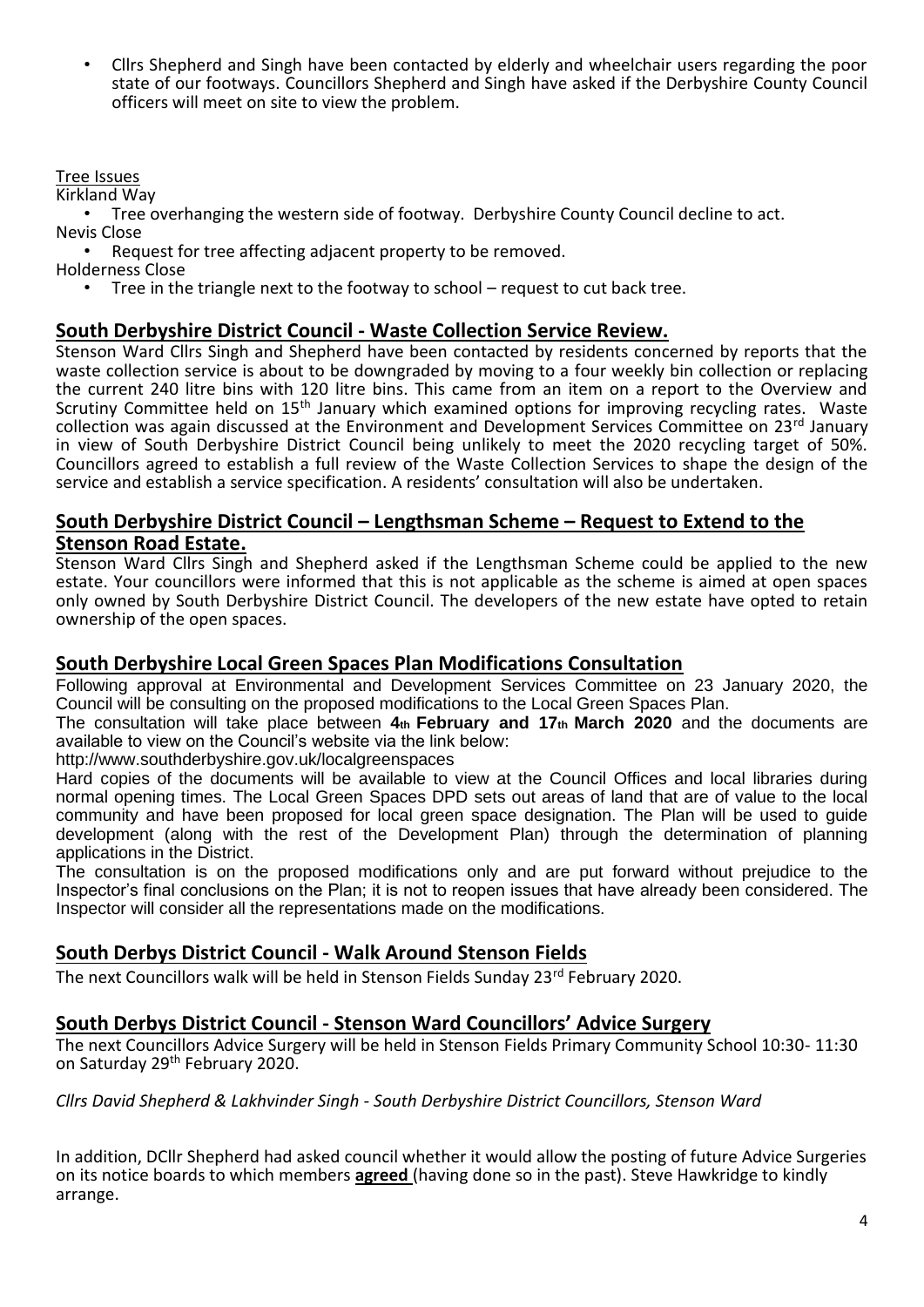- Cllrs Shepherd and Singh have been contacted by elderly and wheelchair users regarding the poor state of our footways. Councillors Shepherd and Singh have asked if the Derbyshire County Council officers will meet on site to view the problem.

Tree Issues

Kirkland Way

- Tree overhanging the western side of footway. Derbyshire County Council decline to act.

Nevis Close

- Request for tree affecting adjacent property to be removed.

Holderness Close

- Tree in the triangle next to the footway to school – request to cut back tree.

## South Derbyshire District Council - Waste Collection Service Review.

Stenson Ward Cllrs Singh and Shepherd have been contacted by residents concerned by reports that the waste collection service is about to be downgraded by moving to a four weekly bin collection or replacing the current 240 litre bins with 120 litre bins. This came from an item on a report to the Overview and Scrutiny Committee held on 15th January which examined options for improving recycling rates. Waste collection was again discussed at the Environment and Development Services Committee on 23rd January in view of South Derbyshire District Council being unlikely to meet the 2020 recycling target of 50%. Councillors agreed to establish a full review of the Waste Collection Services to shape the design of the service and establish a service specification. A residents' consultation will also be undertaken.

## South Derbyshire District Council – Lengthsman Scheme – Request to Extend to the Stenson Road Estate.

Stenson Ward Cllrs Singh and Shepherd asked if the Lengthsman Scheme could be applied to the new estate. Your councillors were informed that this is not applicable as the scheme is aimed at open spaces only owned by South Derbyshire District Council. The developers of the new estate have opted to retain ownership of the open spaces.

## South Derbyshire Local Green Spaces Plan Modifications Consultation

Following approval at Environmental and Development Services Committee on 23 January 2020, the Council will be consulting on the proposed modifications to the Local Green Spaces Plan.

The consultation will take place between **4th February and 17th March 2020** and the documents are available to view on the Council's website via the link below:

http://www.southderbyshire.gov.uk/localgreenspaces

Hard copies of the documents will be available to view at the Council Offices and local libraries during normal opening times. The Local Green Spaces DPD sets out areas of land that are of value to the local community and have been proposed for local green space designation. The Plan will be used to guide development (along with the rest of the Development Plan) through the determination of planning applications in the District.

The consultation is on the proposed modifications only and are put forward without prejudice to the Inspector's final conclusions on the Plan; it is not to reopen issues that have already been considered. The Inspector will consider all the representations made on the modifications.

## South Derbys District Council - Walk Around Stenson Fields

The next Councillors walk will be held in Stenson Fields Sunday 23rd February 2020.

## South Derbys District Council - Stenson Ward Councillors' Advice Surgery

The next Councillors Advice Surgery will be held in Stenson Fields Primary Community School 10:30- 11:30 on Saturday 29th February 2020.

*Cllrs David Shepherd & Lakhvinder Singh - South Derbyshire District Councillors, Stenson Ward*

In addition, DCllr Shepherd had asked council whether it would allow the posting of future Advice Surgeries on its notice boards to which members **agreed** (having done so in the past). Steve Hawkridge to kindly arrange.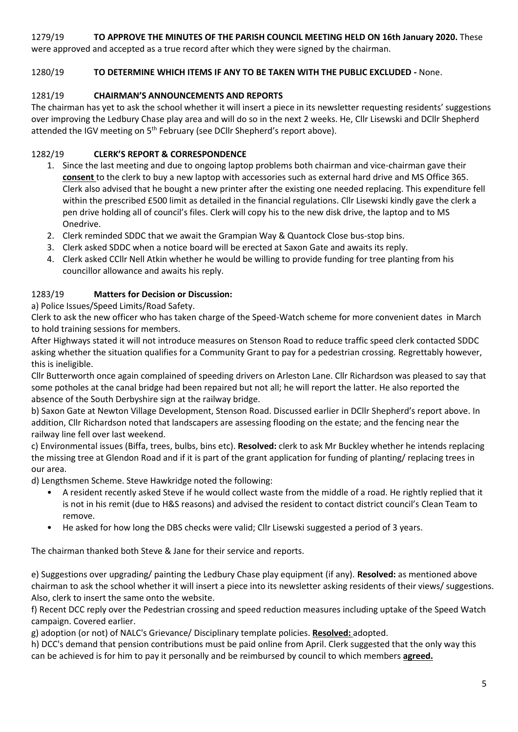1279/19 **TO APPROVE THE MINUTES OF THE PARISH COUNCIL MEETING HELD ON 16th January 2020.** These were approved and accepted as a true record after which they were signed by the chairman.

1280/19 **TO DETERMINE WHICH ITEMS IF ANY TO BE TAKEN WITH THE PUBLIC EXCLUDED -** None.

1281/19 **CHAIRMAN'S ANNOUNCEMENTS AND REPORTS**

The chairman has yet to ask the school whether it will insert a piece in its newsletter requesting residents' suggestions over improving the Ledbury Chase play area and will do so in the next 2 weeks. He, Cllr Lisewski and DCllr Shepherd attended the IGV meeting on 5th February (see DCllr Shepherd's report above).

1282/19 **CLERK'S REPORT & CORRESPONDENCE**

1. Since the last meeting and due to ongoing laptop problems both chairman and vice-chairman gave their **consent** to the clerk to buy a new laptop with accessories such as external hard drive and MS Office 365. Clerk also advised that he bought a new printer after the existing one needed replacing. This expenditure fell within the prescribed £500 limit as detailed in the financial regulations. Cllr Lisewski kindly gave the clerk a pen drive holding all of council's files. Clerk will copy his to the new disk drive, the laptop and to MS Onedrive.
2. Clerk reminded SDDC that we await the Grampian Way & Quantock Close bus-stop bins.
3. Clerk asked SDDC when a notice board will be erected at Saxon Gate and awaits its reply.
4. Clerk asked CCllr Nell Atkin whether he would be willing to provide funding for tree planting from his councillor allowance and awaits his reply.

1283/19 **Matters for Decision or Discussion:**

a) Police Issues/Speed Limits/Road Safety.

Clerk to ask the new officer who has taken charge of the Speed-Watch scheme for more convenient dates in March to hold training sessions for members.

After Highways stated it will not introduce measures on Stenson Road to reduce traffic speed clerk contacted SDDC asking whether the situation qualifies for a Community Grant to pay for a pedestrian crossing. Regrettably however, this is ineligible.

Cllr Butterworth once again complained of speeding drivers on Arleston Lane. Cllr Richardson was pleased to say that some potholes at the canal bridge had been repaired but not all; he will report the latter. He also reported the absence of the South Derbyshire sign at the railway bridge.

b) Saxon Gate at Newton Village Development, Stenson Road. Discussed earlier in DCllr Shepherd's report above. In addition, Cllr Richardson noted that landscapers are assessing flooding on the estate; and the fencing near the railway line fell over last weekend.

c) Environmental issues (Biffa, trees, bulbs, bins etc). **Resolved:** clerk to ask Mr Buckley whether he intends replacing the missing tree at Glendon Road and if it is part of the grant application for funding of planting/ replacing trees in our area.

d) Lengthsmen Scheme. Steve Hawkridge noted the following:

- A resident recently asked Steve if he would collect waste from the middle of a road. He rightly replied that it is not in his remit (due to H&S reasons) and advised the resident to contact district council's Clean Team to remove.
- He asked for how long the DBS checks were valid; Cllr Lisewski suggested a period of 3 years.

The chairman thanked both Steve & Jane for their service and reports.

e) Suggestions over upgrading/ painting the Ledbury Chase play equipment (if any). **Resolved:** as mentioned above chairman to ask the school whether it will insert a piece into its newsletter asking residents of their views/ suggestions. Also, clerk to insert the same onto the website.

f) Recent DCC reply over the Pedestrian crossing and speed reduction measures including uptake of the Speed Watch campaign. Covered earlier.

g) adoption (or not) of NALC's Grievance/ Disciplinary template policies. **Resolved:** adopted.

h) DCC's demand that pension contributions must be paid online from April. Clerk suggested that the only way this can be achieved is for him to pay it personally and be reimbursed by council to which members **agreed.**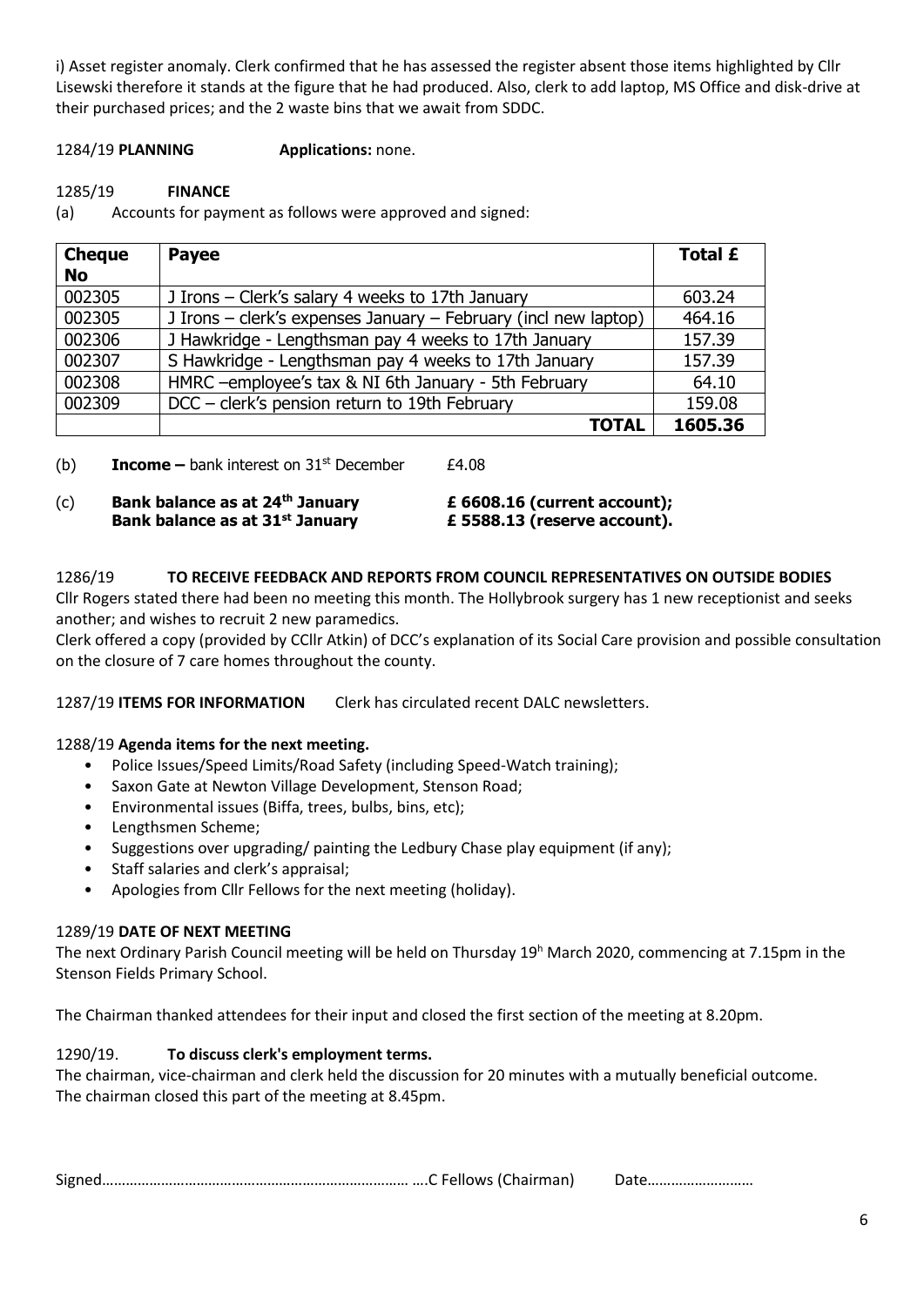i) Asset register anomaly. Clerk confirmed that he has assessed the register absent those items highlighted by Cllr Lisewski therefore it stands at the figure that he had produced. Also, clerk to add laptop, MS Office and disk-drive at their purchased prices; and the 2 waste bins that we await from SDDC.

1284/19 **PLANNING** **Applications:** none.

1285/19 **FINANCE**

(a) Accounts for payment as follows were approved and signed:

| Cheque No | Payee | Total £ |
|---|---|---|
| 002305 | J Irons – Clerk's salary 4 weeks to 17th January | 603.24 |
| 002305 | J Irons – clerk's expenses January – February (incl new laptop) | 464.16 |
| 002306 | J Hawkridge - Lengthsman pay 4 weeks to 17th January | 157.39 |
| 002307 | S Hawkridge - Lengthsman pay 4 weeks to 17th January | 157.39 |
| 002308 | HMRC –employee's tax & NI 6th January - 5th February | 64.10 |
| 002309 | DCC – clerk's pension return to 19th February | 159.08 |
| | **TOTAL** | **1605.36** |

(b) **Income –** bank interest on 31st December £4.08

(c) **Bank balance as at 24th January** **£ 6608.16 (current account);**
**Bank balance as at 31st January** **£ 5588.13 (reserve account).**

1286/19 **TO RECEIVE FEEDBACK AND REPORTS FROM COUNCIL REPRESENTATIVES ON OUTSIDE BODIES**

Cllr Rogers stated there had been no meeting this month. The Hollybrook surgery has 1 new receptionist and seeks another; and wishes to recruit 2 new paramedics.

Clerk offered a copy (provided by CCllr Atkin) of DCC's explanation of its Social Care provision and possible consultation on the closure of 7 care homes throughout the county.

1287/19 **ITEMS FOR INFORMATION** Clerk has circulated recent DALC newsletters.

1288/19 **Agenda items for the next meeting.**

- Police Issues/Speed Limits/Road Safety (including Speed-Watch training);
- Saxon Gate at Newton Village Development, Stenson Road;
- Environmental issues (Biffa, trees, bulbs, bins, etc);
- Lengthsmen Scheme;
- Suggestions over upgrading/ painting the Ledbury Chase play equipment (if any);
- Staff salaries and clerk's appraisal;
- Apologies from Cllr Fellows for the next meeting (holiday).

1289/19 **DATE OF NEXT MEETING**

The next Ordinary Parish Council meeting will be held on Thursday 19h March 2020, commencing at 7.15pm in the Stenson Fields Primary School.

The Chairman thanked attendees for their input and closed the first section of the meeting at 8.20pm.

1290/19. **To discuss clerk's employment terms.**

The chairman, vice-chairman and clerk held the discussion for 20 minutes with a mutually beneficial outcome. The chairman closed this part of the meeting at 8.45pm.

Signed…………………………………………………………………. ….C Fellows (Chairman) Date……………………..